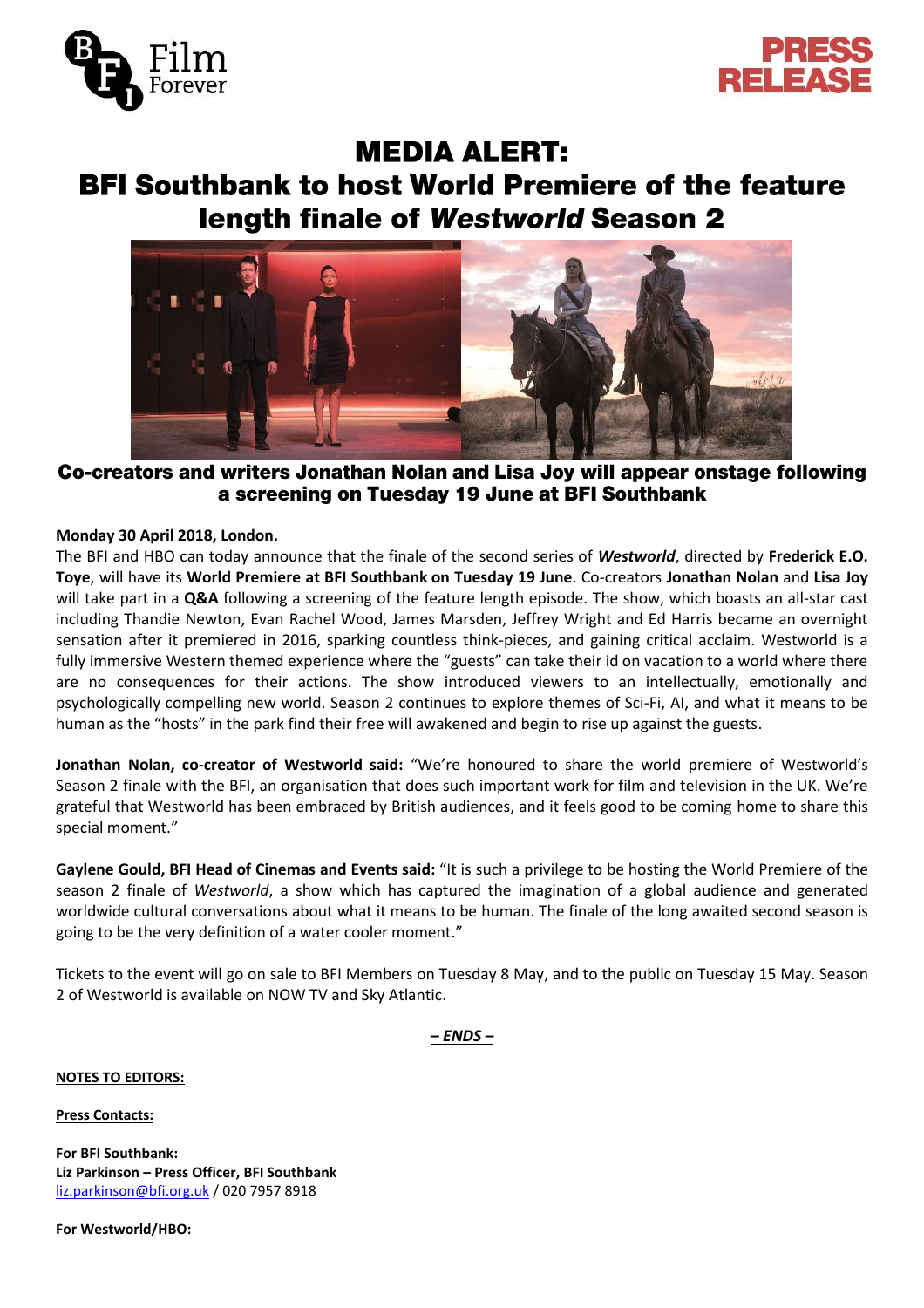PRESS RELEASE

# MEDIA ALERT:
# BFI Southbank to host World Premiere of the feature length finale of *Westworld* Season 2

## Co-creators and writers Jonathan Nolan and Lisa Joy will appear onstage following a screening on Tuesday 19 June at BFI Southbank

**Monday 30 April 2018, London.**
The BFI and HBO can today announce that the finale of the second series of ***Westworld***, directed by **Frederick E.O. Toye**, will have its **World Premiere at BFI Southbank on Tuesday 19 June**. Co-creators **Jonathan Nolan** and **Lisa Joy** will take part in a **Q&A** following a screening of the feature length episode. The show, which boasts an all-star cast including Thandie Newton, Evan Rachel Wood, James Marsden, Jeffrey Wright and Ed Harris became an overnight sensation after it premiered in 2016, sparking countless think-pieces, and gaining critical acclaim. Westworld is a fully immersive Western themed experience where the "guests" can take their id on vacation to a world where there are no consequences for their actions. The show introduced viewers to an intellectually, emotionally and psychologically compelling new world. Season 2 continues to explore themes of Sci-Fi, AI, and what it means to be human as the "hosts" in the park find their free will awakened and begin to rise up against the guests.

**Jonathan Nolan, co-creator of Westworld said:** "We're honoured to share the world premiere of Westworld's Season 2 finale with the BFI, an organisation that does such important work for film and television in the UK. We're grateful that Westworld has been embraced by British audiences, and it feels good to be coming home to share this special moment."

**Gaylene Gould, BFI Head of Cinemas and Events said:** "It is such a privilege to be hosting the World Premiere of the season 2 finale of *Westworld*, a show which has captured the imagination of a global audience and generated worldwide cultural conversations about what it means to be human. The finale of the long awaited second season is going to be the very definition of a water cooler moment."

Tickets to the event will go on sale to BFI Members on Tuesday 8 May, and to the public on Tuesday 15 May. Season 2 of Westworld is available on NOW TV and Sky Atlantic.

***– ENDS –***

**NOTES TO EDITORS:**

**Press Contacts:**

**For BFI Southbank:**
**Liz Parkinson – Press Officer, BFI Southbank**
liz.parkinson@bfi.org.uk / 020 7957 8918

**For Westworld/HBO:**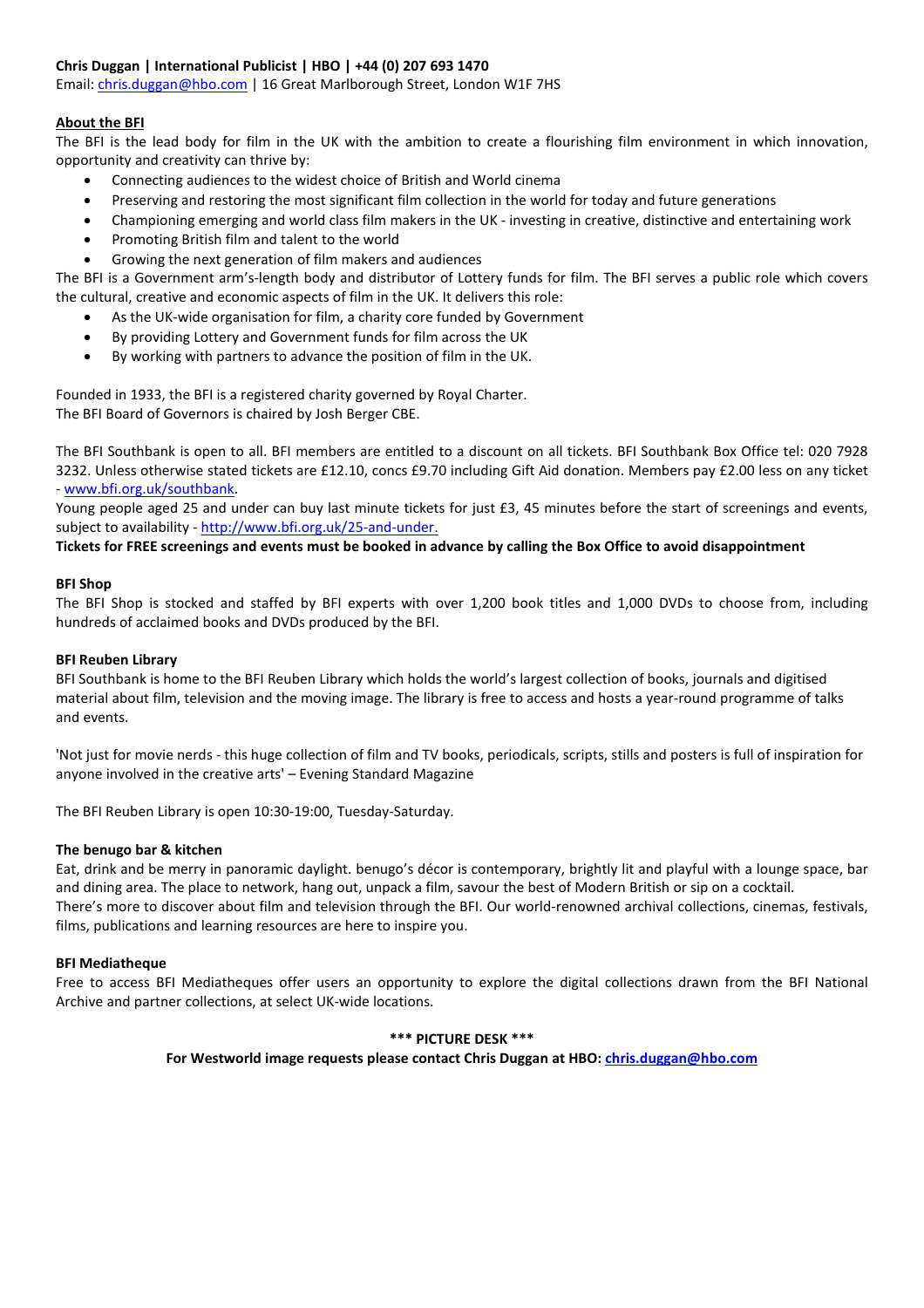**Chris Duggan | International Publicist | HBO | +44 (0) 207 693 1470**
Email: chris.duggan@hbo.com | 16 Great Marlborough Street, London W1F 7HS

**About the BFI**

The BFI is the lead body for film in the UK with the ambition to create a flourishing film environment in which innovation, opportunity and creativity can thrive by:

- Connecting audiences to the widest choice of British and World cinema
- Preserving and restoring the most significant film collection in the world for today and future generations
- Championing emerging and world class film makers in the UK - investing in creative, distinctive and entertaining work
- Promoting British film and talent to the world
- Growing the next generation of film makers and audiences

The BFI is a Government arm's-length body and distributor of Lottery funds for film. The BFI serves a public role which covers the cultural, creative and economic aspects of film in the UK. It delivers this role:

- As the UK-wide organisation for film, a charity core funded by Government
- By providing Lottery and Government funds for film across the UK
- By working with partners to advance the position of film in the UK.

Founded in 1933, the BFI is a registered charity governed by Royal Charter.
The BFI Board of Governors is chaired by Josh Berger CBE.

The BFI Southbank is open to all. BFI members are entitled to a discount on all tickets. BFI Southbank Box Office tel: 020 7928 3232. Unless otherwise stated tickets are £12.10, concs £9.70 including Gift Aid donation. Members pay £2.00 less on any ticket - www.bfi.org.uk/southbank.
Young people aged 25 and under can buy last minute tickets for just £3, 45 minutes before the start of screenings and events, subject to availability - http://www.bfi.org.uk/25-and-under.
**Tickets for FREE screenings and events must be booked in advance by calling the Box Office to avoid disappointment**

**BFI Shop**

The BFI Shop is stocked and staffed by BFI experts with over 1,200 book titles and 1,000 DVDs to choose from, including hundreds of acclaimed books and DVDs produced by the BFI.

**BFI Reuben Library**

BFI Southbank is home to the BFI Reuben Library which holds the world's largest collection of books, journals and digitised material about film, television and the moving image. The library is free to access and hosts a year-round programme of talks and events.

'Not just for movie nerds - this huge collection of film and TV books, periodicals, scripts, stills and posters is full of inspiration for anyone involved in the creative arts' – Evening Standard Magazine

The BFI Reuben Library is open 10:30-19:00, Tuesday-Saturday.

**The benugo bar & kitchen**

Eat, drink and be merry in panoramic daylight. benugo's décor is contemporary, brightly lit and playful with a lounge space, bar and dining area. The place to network, hang out, unpack a film, savour the best of Modern British or sip on a cocktail.
There's more to discover about film and television through the BFI. Our world-renowned archival collections, cinemas, festivals, films, publications and learning resources are here to inspire you.

**BFI Mediatheque**

Free to access BFI Mediatheques offer users an opportunity to explore the digital collections drawn from the BFI National Archive and partner collections, at select UK-wide locations.

**\*\*\* PICTURE DESK \*\*\***

**For Westworld image requests please contact Chris Duggan at HBO: chris.duggan@hbo.com**